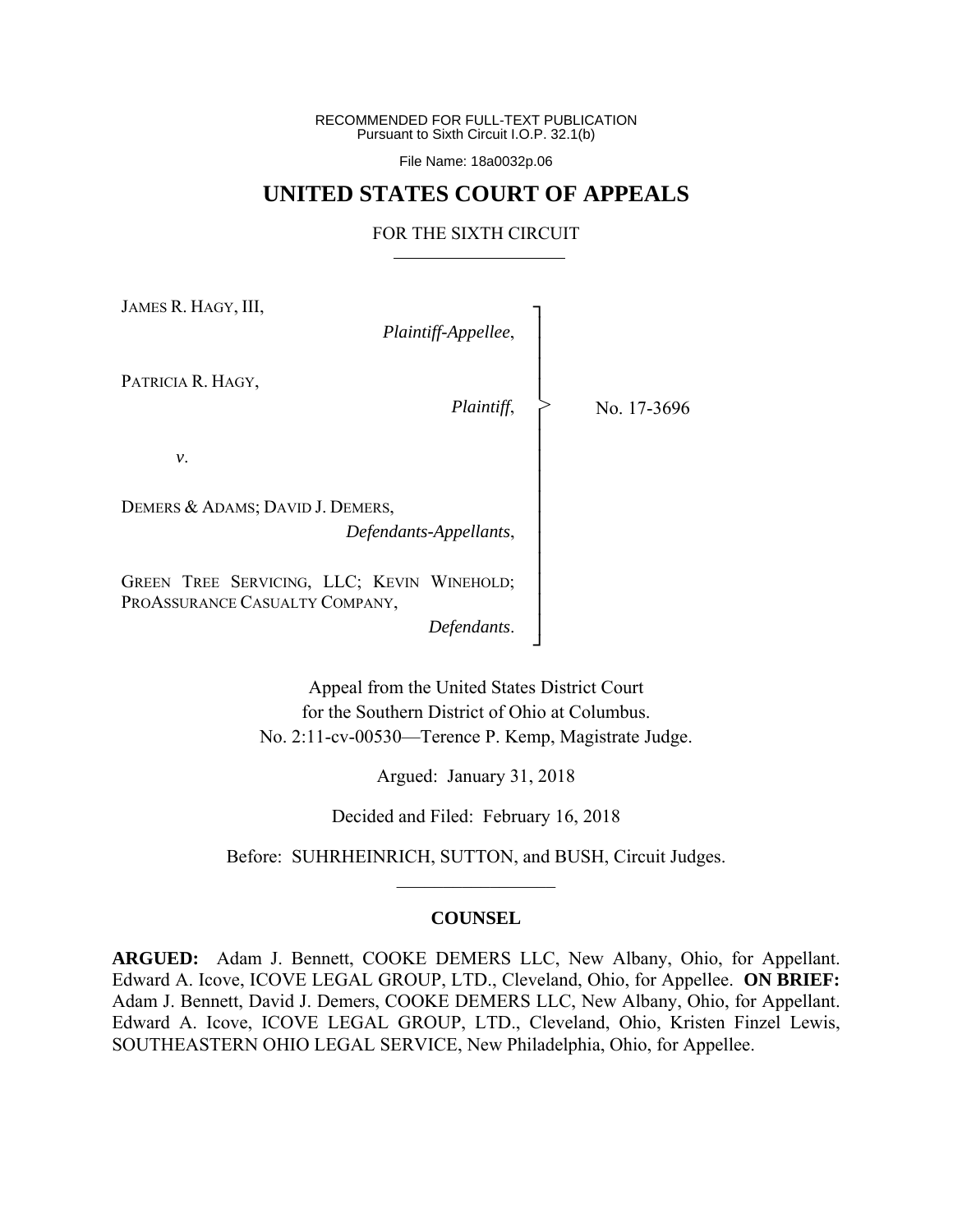RECOMMENDED FOR FULL-TEXT PUBLICATION
Pursuant to Sixth Circuit I.O.P. 32.1(b)

File Name: 18a0032p.06

# UNITED STATES COURT OF APPEALS

## FOR THE SIXTH CIRCUIT

JAMES R. HAGY, III,
*Plaintiff-Appellee*,

PATRICIA R. HAGY,
*Plaintiff*,

*v*.

DEMERS & ADAMS; DAVID J. DEMERS,
*Defendants-Appellants*,

GREEN TREE SERVICING, LLC; KEVIN WINEHOLD; PROASSURANCE CASUALTY COMPANY,
*Defendants*.

No. 17-3696

Appeal from the United States District Court
for the Southern District of Ohio at Columbus.
No. 2:11-cv-00530—Terence P. Kemp, Magistrate Judge.

Argued: January 31, 2018

Decided and Filed: February 16, 2018

Before: SUHRHEINRICH, SUTTON, and BUSH, Circuit Judges.

---

**COUNSEL**

**ARGUED:** Adam J. Bennett, COOKE DEMERS LLC, New Albany, Ohio, for Appellant. Edward A. Icove, ICOVE LEGAL GROUP, LTD., Cleveland, Ohio, for Appellee. **ON BRIEF:** Adam J. Bennett, David J. Demers, COOKE DEMERS LLC, New Albany, Ohio, for Appellant. Edward A. Icove, ICOVE LEGAL GROUP, LTD., Cleveland, Ohio, Kristen Finzel Lewis, SOUTHEASTERN OHIO LEGAL SERVICE, New Philadelphia, Ohio, for Appellee.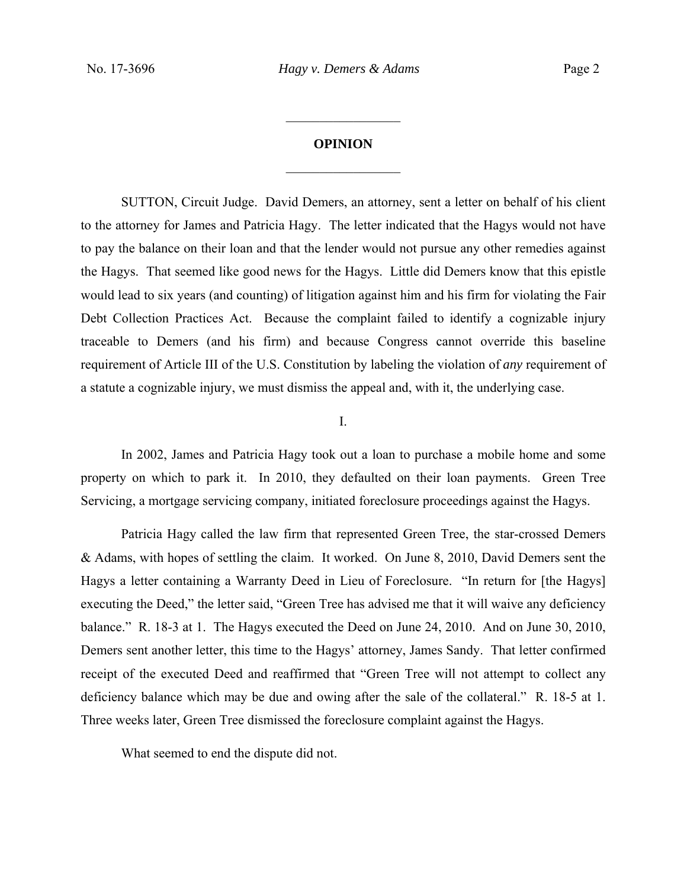## OPINION

SUTTON, Circuit Judge. David Demers, an attorney, sent a letter on behalf of his client to the attorney for James and Patricia Hagy. The letter indicated that the Hagys would not have to pay the balance on their loan and that the lender would not pursue any other remedies against the Hagys. That seemed like good news for the Hagys. Little did Demers know that this epistle would lead to six years (and counting) of litigation against him and his firm for violating the Fair Debt Collection Practices Act. Because the complaint failed to identify a cognizable injury traceable to Demers (and his firm) and because Congress cannot override this baseline requirement of Article III of the U.S. Constitution by labeling the violation of *any* requirement of a statute a cognizable injury, we must dismiss the appeal and, with it, the underlying case.

I.

In 2002, James and Patricia Hagy took out a loan to purchase a mobile home and some property on which to park it. In 2010, they defaulted on their loan payments. Green Tree Servicing, a mortgage servicing company, initiated foreclosure proceedings against the Hagys.

Patricia Hagy called the law firm that represented Green Tree, the star-crossed Demers & Adams, with hopes of settling the claim. It worked. On June 8, 2010, David Demers sent the Hagys a letter containing a Warranty Deed in Lieu of Foreclosure. "In return for [the Hagys] executing the Deed," the letter said, "Green Tree has advised me that it will waive any deficiency balance." R. 18-3 at 1. The Hagys executed the Deed on June 24, 2010. And on June 30, 2010, Demers sent another letter, this time to the Hagys' attorney, James Sandy. That letter confirmed receipt of the executed Deed and reaffirmed that "Green Tree will not attempt to collect any deficiency balance which may be due and owing after the sale of the collateral." R. 18-5 at 1. Three weeks later, Green Tree dismissed the foreclosure complaint against the Hagys.

What seemed to end the dispute did not.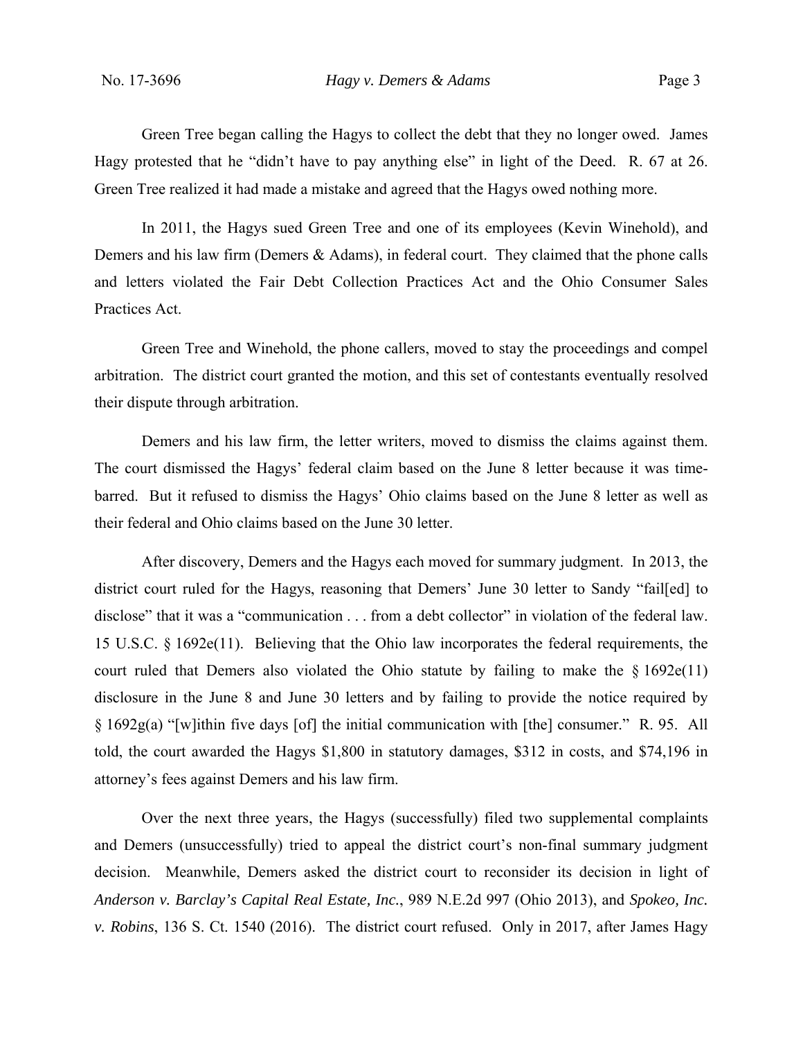Green Tree began calling the Hagys to collect the debt that they no longer owed. James Hagy protested that he "didn't have to pay anything else" in light of the Deed. R. 67 at 26. Green Tree realized it had made a mistake and agreed that the Hagys owed nothing more.

In 2011, the Hagys sued Green Tree and one of its employees (Kevin Winehold), and Demers and his law firm (Demers & Adams), in federal court. They claimed that the phone calls and letters violated the Fair Debt Collection Practices Act and the Ohio Consumer Sales Practices Act.

Green Tree and Winehold, the phone callers, moved to stay the proceedings and compel arbitration. The district court granted the motion, and this set of contestants eventually resolved their dispute through arbitration.

Demers and his law firm, the letter writers, moved to dismiss the claims against them. The court dismissed the Hagys' federal claim based on the June 8 letter because it was time-barred. But it refused to dismiss the Hagys' Ohio claims based on the June 8 letter as well as their federal and Ohio claims based on the June 30 letter.

After discovery, Demers and the Hagys each moved for summary judgment. In 2013, the district court ruled for the Hagys, reasoning that Demers' June 30 letter to Sandy "fail[ed] to disclose" that it was a "communication . . . from a debt collector" in violation of the federal law. 15 U.S.C. § 1692e(11). Believing that the Ohio law incorporates the federal requirements, the court ruled that Demers also violated the Ohio statute by failing to make the § 1692e(11) disclosure in the June 8 and June 30 letters and by failing to provide the notice required by § 1692g(a) "[w]ithin five days [of] the initial communication with [the] consumer." R. 95. All told, the court awarded the Hagys $1,800 in statutory damages, $312 in costs, and $74,196 in attorney's fees against Demers and his law firm.

Over the next three years, the Hagys (successfully) filed two supplemental complaints and Demers (unsuccessfully) tried to appeal the district court's non-final summary judgment decision. Meanwhile, Demers asked the district court to reconsider its decision in light of *Anderson v. Barclay's Capital Real Estate, Inc.*, 989 N.E.2d 997 (Ohio 2013), and *Spokeo, Inc. v. Robins*, 136 S. Ct. 1540 (2016). The district court refused. Only in 2017, after James Hagy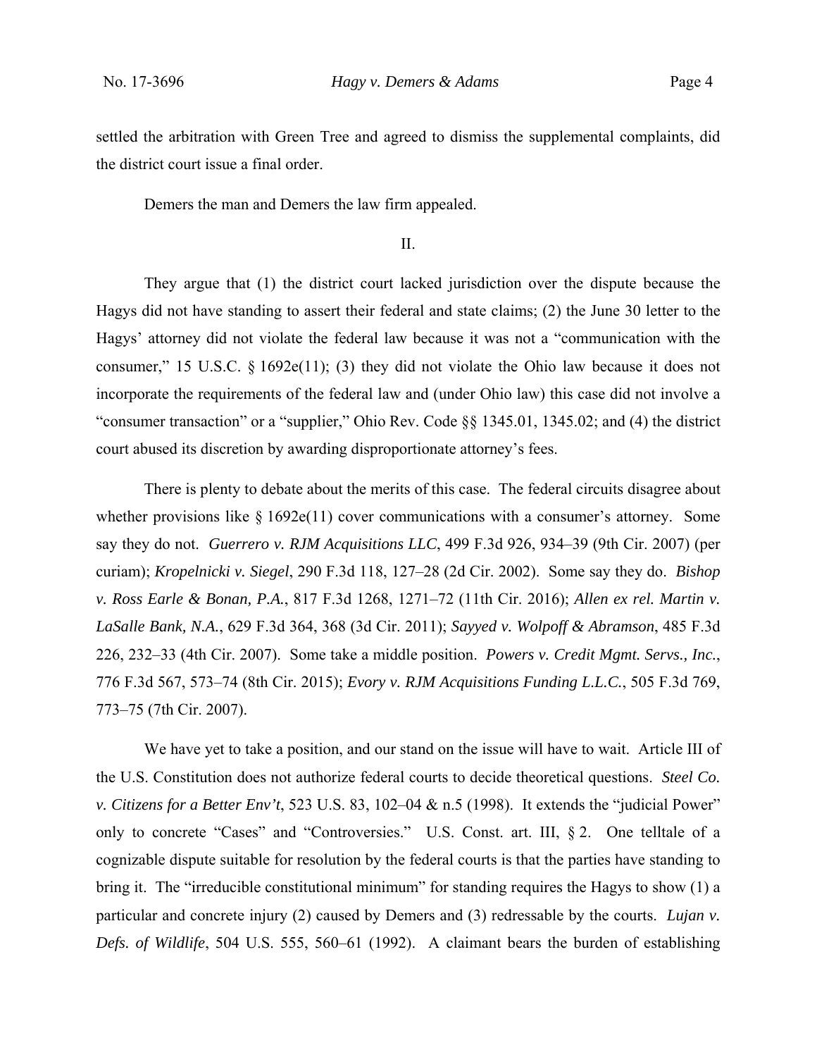settled the arbitration with Green Tree and agreed to dismiss the supplemental complaints, did the district court issue a final order.

Demers the man and Demers the law firm appealed.

## II.

They argue that (1) the district court lacked jurisdiction over the dispute because the Hagys did not have standing to assert their federal and state claims; (2) the June 30 letter to the Hagys' attorney did not violate the federal law because it was not a "communication with the consumer," 15 U.S.C. § 1692e(11); (3) they did not violate the Ohio law because it does not incorporate the requirements of the federal law and (under Ohio law) this case did not involve a "consumer transaction" or a "supplier," Ohio Rev. Code §§ 1345.01, 1345.02; and (4) the district court abused its discretion by awarding disproportionate attorney's fees.

There is plenty to debate about the merits of this case. The federal circuits disagree about whether provisions like § 1692e(11) cover communications with a consumer's attorney. Some say they do not. *Guerrero v. RJM Acquisitions LLC*, 499 F.3d 926, 934–39 (9th Cir. 2007) (per curiam); *Kropelnicki v. Siegel*, 290 F.3d 118, 127–28 (2d Cir. 2002). Some say they do. *Bishop v. Ross Earle & Bonan, P.A.*, 817 F.3d 1268, 1271–72 (11th Cir. 2016); *Allen ex rel. Martin v. LaSalle Bank, N.A.*, 629 F.3d 364, 368 (3d Cir. 2011); *Sayyed v. Wolpoff & Abramson*, 485 F.3d 226, 232–33 (4th Cir. 2007). Some take a middle position. *Powers v. Credit Mgmt. Servs., Inc.*, 776 F.3d 567, 573–74 (8th Cir. 2015); *Evory v. RJM Acquisitions Funding L.L.C.*, 505 F.3d 769, 773–75 (7th Cir. 2007).

We have yet to take a position, and our stand on the issue will have to wait. Article III of the U.S. Constitution does not authorize federal courts to decide theoretical questions. *Steel Co. v. Citizens for a Better Env't*, 523 U.S. 83, 102–04 & n.5 (1998). It extends the "judicial Power" only to concrete "Cases" and "Controversies." U.S. Const. art. III, § 2. One telltale of a cognizable dispute suitable for resolution by the federal courts is that the parties have standing to bring it. The "irreducible constitutional minimum" for standing requires the Hagys to show (1) a particular and concrete injury (2) caused by Demers and (3) redressable by the courts. *Lujan v. Defs. of Wildlife*, 504 U.S. 555, 560–61 (1992). A claimant bears the burden of establishing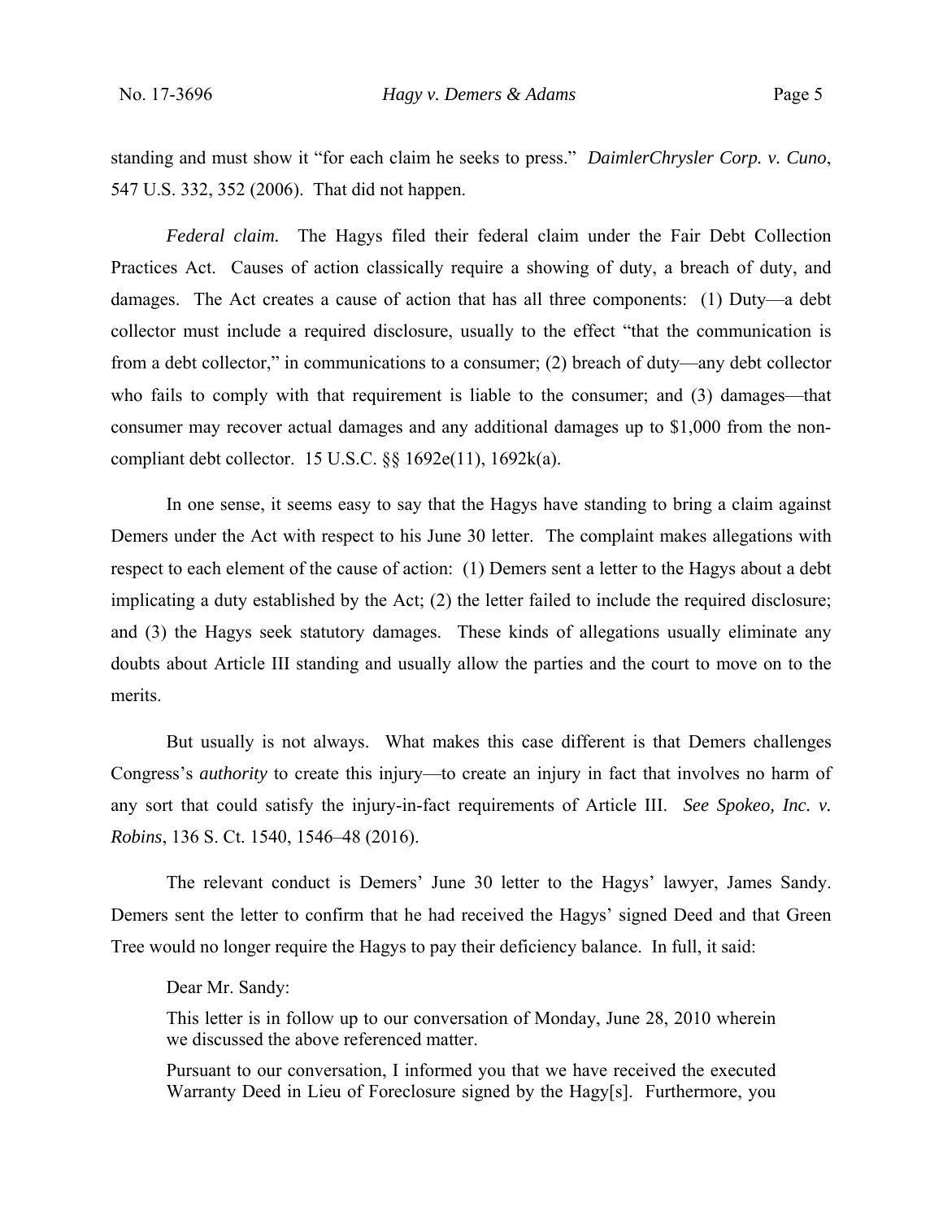standing and must show it "for each claim he seeks to press." *DaimlerChrysler Corp. v. Cuno*, 547 U.S. 332, 352 (2006). That did not happen.

*Federal claim.* The Hagys filed their federal claim under the Fair Debt Collection Practices Act. Causes of action classically require a showing of duty, a breach of duty, and damages. The Act creates a cause of action that has all three components: (1) Duty—a debt collector must include a required disclosure, usually to the effect "that the communication is from a debt collector," in communications to a consumer; (2) breach of duty—any debt collector who fails to comply with that requirement is liable to the consumer; and (3) damages—that consumer may recover actual damages and any additional damages up to $1,000 from the non-compliant debt collector. 15 U.S.C. §§ 1692e(11), 1692k(a).

In one sense, it seems easy to say that the Hagys have standing to bring a claim against Demers under the Act with respect to his June 30 letter. The complaint makes allegations with respect to each element of the cause of action: (1) Demers sent a letter to the Hagys about a debt implicating a duty established by the Act; (2) the letter failed to include the required disclosure; and (3) the Hagys seek statutory damages. These kinds of allegations usually eliminate any doubts about Article III standing and usually allow the parties and the court to move on to the merits.

But usually is not always. What makes this case different is that Demers challenges Congress's *authority* to create this injury—to create an injury in fact that involves no harm of any sort that could satisfy the injury-in-fact requirements of Article III. *See Spokeo, Inc. v. Robins*, 136 S. Ct. 1540, 1546–48 (2016).

The relevant conduct is Demers' June 30 letter to the Hagys' lawyer, James Sandy. Demers sent the letter to confirm that he had received the Hagys' signed Deed and that Green Tree would no longer require the Hagys to pay their deficiency balance. In full, it said:

> Dear Mr. Sandy:
>
> This letter is in follow up to our conversation of Monday, June 28, 2010 wherein we discussed the above referenced matter.
>
> Pursuant to our conversation, I informed you that we have received the executed Warranty Deed in Lieu of Foreclosure signed by the Hagy[s]. Furthermore, you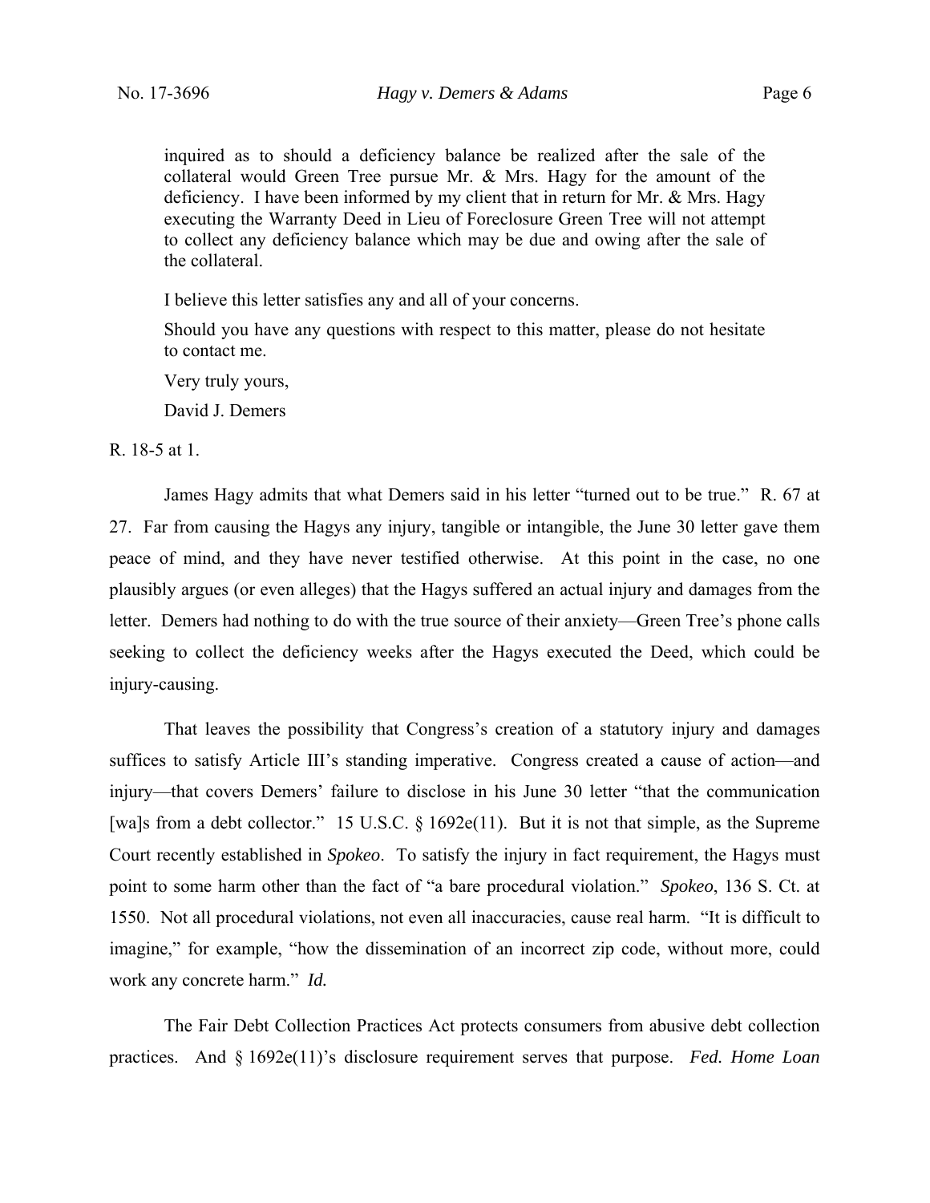> inquired as to should a deficiency balance be realized after the sale of the collateral would Green Tree pursue Mr. & Mrs. Hagy for the amount of the deficiency. I have been informed by my client that in return for Mr. & Mrs. Hagy executing the Warranty Deed in Lieu of Foreclosure Green Tree will not attempt to collect any deficiency balance which may be due and owing after the sale of the collateral.
>
> I believe this letter satisfies any and all of your concerns.
>
> Should you have any questions with respect to this matter, please do not hesitate to contact me.
>
> Very truly yours,
>
> David J. Demers

R. 18-5 at 1.

James Hagy admits that what Demers said in his letter "turned out to be true." R. 67 at 27. Far from causing the Hagys any injury, tangible or intangible, the June 30 letter gave them peace of mind, and they have never testified otherwise. At this point in the case, no one plausibly argues (or even alleges) that the Hagys suffered an actual injury and damages from the letter. Demers had nothing to do with the true source of their anxiety—Green Tree's phone calls seeking to collect the deficiency weeks after the Hagys executed the Deed, which could be injury-causing.

That leaves the possibility that Congress's creation of a statutory injury and damages suffices to satisfy Article III's standing imperative. Congress created a cause of action—and injury—that covers Demers' failure to disclose in his June 30 letter "that the communication [wa]s from a debt collector." 15 U.S.C. § 1692e(11). But it is not that simple, as the Supreme Court recently established in *Spokeo*. To satisfy the injury in fact requirement, the Hagys must point to some harm other than the fact of "a bare procedural violation." *Spokeo*, 136 S. Ct. at 1550. Not all procedural violations, not even all inaccuracies, cause real harm. "It is difficult to imagine," for example, "how the dissemination of an incorrect zip code, without more, could work any concrete harm." *Id.*

The Fair Debt Collection Practices Act protects consumers from abusive debt collection practices. And § 1692e(11)'s disclosure requirement serves that purpose. *Fed. Home Loan*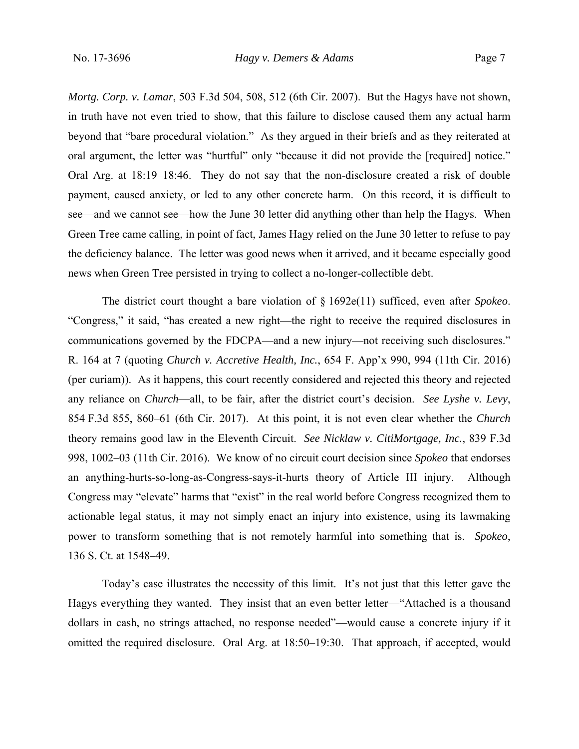*Mortg. Corp. v. Lamar*, 503 F.3d 504, 508, 512 (6th Cir. 2007). But the Hagys have not shown, in truth have not even tried to show, that this failure to disclose caused them any actual harm beyond that "bare procedural violation." As they argued in their briefs and as they reiterated at oral argument, the letter was "hurtful" only "because it did not provide the [required] notice." Oral Arg. at 18:19–18:46. They do not say that the non-disclosure created a risk of double payment, caused anxiety, or led to any other concrete harm. On this record, it is difficult to see—and we cannot see—how the June 30 letter did anything other than help the Hagys. When Green Tree came calling, in point of fact, James Hagy relied on the June 30 letter to refuse to pay the deficiency balance. The letter was good news when it arrived, and it became especially good news when Green Tree persisted in trying to collect a no-longer-collectible debt.

The district court thought a bare violation of § 1692e(11) sufficed, even after *Spokeo*. "Congress," it said, "has created a new right—the right to receive the required disclosures in communications governed by the FDCPA—and a new injury—not receiving such disclosures." R. 164 at 7 (quoting *Church v. Accretive Health, Inc.*, 654 F. App'x 990, 994 (11th Cir. 2016) (per curiam)). As it happens, this court recently considered and rejected this theory and rejected any reliance on *Church*—all, to be fair, after the district court's decision. *See Lyshe v. Levy*, 854 F.3d 855, 860–61 (6th Cir. 2017). At this point, it is not even clear whether the *Church* theory remains good law in the Eleventh Circuit. *See Nicklaw v. CitiMortgage, Inc.*, 839 F.3d 998, 1002–03 (11th Cir. 2016). We know of no circuit court decision since *Spokeo* that endorses an anything-hurts-so-long-as-Congress-says-it-hurts theory of Article III injury. Although Congress may "elevate" harms that "exist" in the real world before Congress recognized them to actionable legal status, it may not simply enact an injury into existence, using its lawmaking power to transform something that is not remotely harmful into something that is. *Spokeo*, 136 S. Ct. at 1548–49.

Today's case illustrates the necessity of this limit. It's not just that this letter gave the Hagys everything they wanted. They insist that an even better letter—"Attached is a thousand dollars in cash, no strings attached, no response needed"—would cause a concrete injury if it omitted the required disclosure. Oral Arg. at 18:50–19:30. That approach, if accepted, would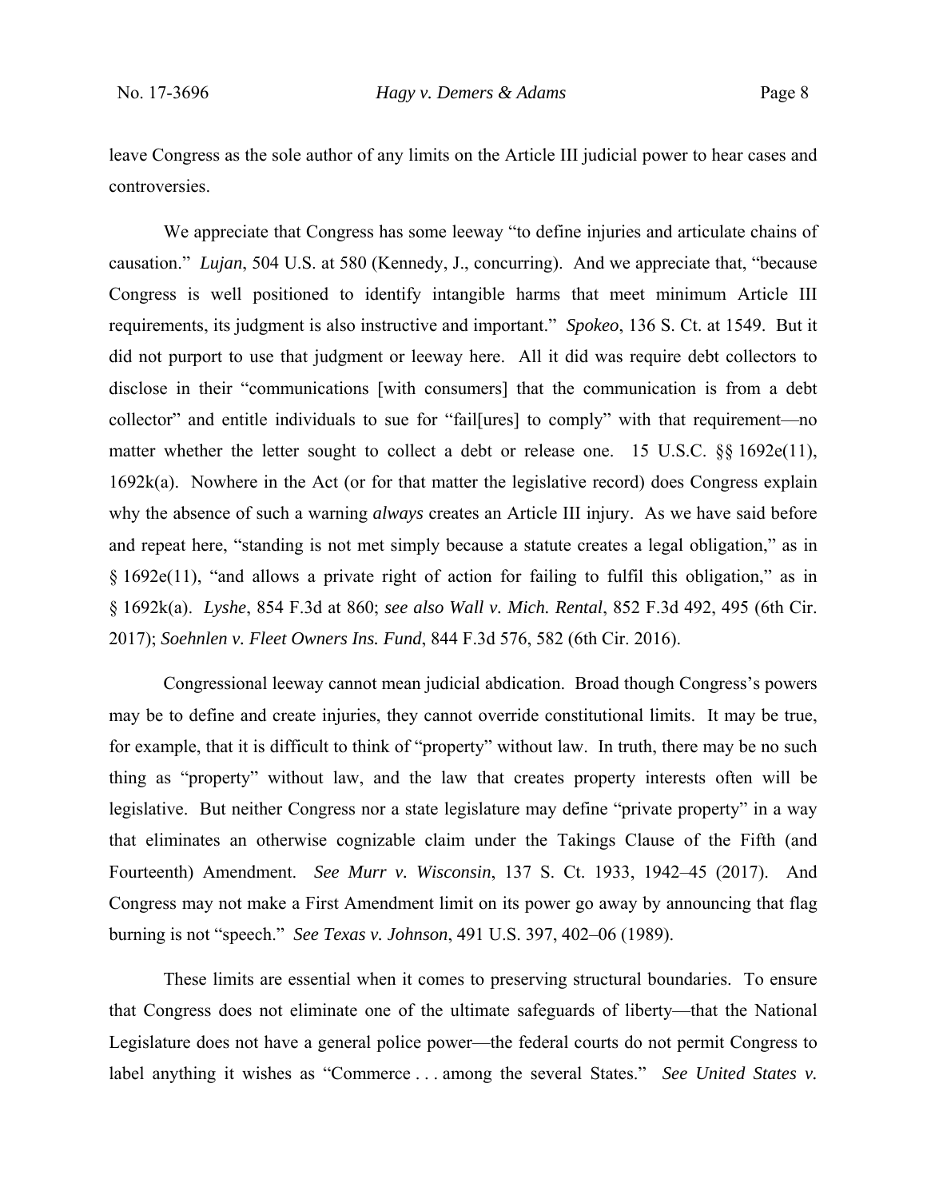leave Congress as the sole author of any limits on the Article III judicial power to hear cases and controversies.

We appreciate that Congress has some leeway "to define injuries and articulate chains of causation." *Lujan*, 504 U.S. at 580 (Kennedy, J., concurring). And we appreciate that, "because Congress is well positioned to identify intangible harms that meet minimum Article III requirements, its judgment is also instructive and important." *Spokeo*, 136 S. Ct. at 1549. But it did not purport to use that judgment or leeway here. All it did was require debt collectors to disclose in their "communications [with consumers] that the communication is from a debt collector" and entitle individuals to sue for "fail[ures] to comply" with that requirement—no matter whether the letter sought to collect a debt or release one. 15 U.S.C. §§ 1692e(11), 1692k(a). Nowhere in the Act (or for that matter the legislative record) does Congress explain why the absence of such a warning *always* creates an Article III injury. As we have said before and repeat here, "standing is not met simply because a statute creates a legal obligation," as in § 1692e(11), "and allows a private right of action for failing to fulfil this obligation," as in § 1692k(a). *Lyshe*, 854 F.3d at 860; *see also Wall v. Mich. Rental*, 852 F.3d 492, 495 (6th Cir. 2017); *Soehnlen v. Fleet Owners Ins. Fund*, 844 F.3d 576, 582 (6th Cir. 2016).

Congressional leeway cannot mean judicial abdication. Broad though Congress's powers may be to define and create injuries, they cannot override constitutional limits. It may be true, for example, that it is difficult to think of "property" without law. In truth, there may be no such thing as "property" without law, and the law that creates property interests often will be legislative. But neither Congress nor a state legislature may define "private property" in a way that eliminates an otherwise cognizable claim under the Takings Clause of the Fifth (and Fourteenth) Amendment. *See Murr v. Wisconsin*, 137 S. Ct. 1933, 1942–45 (2017). And Congress may not make a First Amendment limit on its power go away by announcing that flag burning is not "speech." *See Texas v. Johnson*, 491 U.S. 397, 402–06 (1989).

These limits are essential when it comes to preserving structural boundaries. To ensure that Congress does not eliminate one of the ultimate safeguards of liberty—that the National Legislature does not have a general police power—the federal courts do not permit Congress to label anything it wishes as "Commerce . . . among the several States." *See United States v.*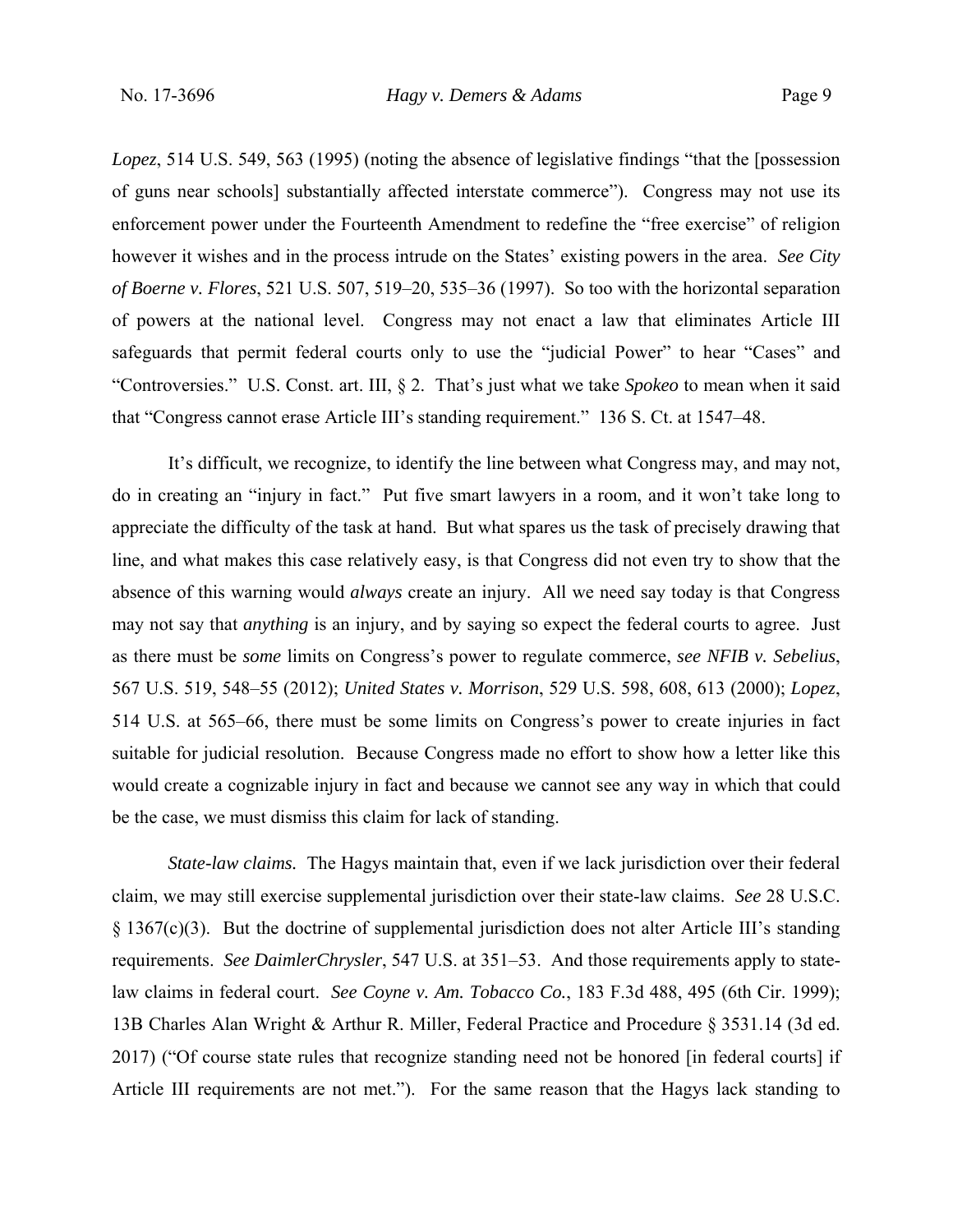*Lopez*, 514 U.S. 549, 563 (1995) (noting the absence of legislative findings "that the [possession of guns near schools] substantially affected interstate commerce"). Congress may not use its enforcement power under the Fourteenth Amendment to redefine the "free exercise" of religion however it wishes and in the process intrude on the States' existing powers in the area. *See City of Boerne v. Flores*, 521 U.S. 507, 519–20, 535–36 (1997). So too with the horizontal separation of powers at the national level. Congress may not enact a law that eliminates Article III safeguards that permit federal courts only to use the "judicial Power" to hear "Cases" and "Controversies." U.S. Const. art. III, § 2. That's just what we take *Spokeo* to mean when it said that "Congress cannot erase Article III's standing requirement." 136 S. Ct. at 1547–48.

It's difficult, we recognize, to identify the line between what Congress may, and may not, do in creating an "injury in fact." Put five smart lawyers in a room, and it won't take long to appreciate the difficulty of the task at hand. But what spares us the task of precisely drawing that line, and what makes this case relatively easy, is that Congress did not even try to show that the absence of this warning would *always* create an injury. All we need say today is that Congress may not say that *anything* is an injury, and by saying so expect the federal courts to agree. Just as there must be *some* limits on Congress's power to regulate commerce, *see NFIB v. Sebelius*, 567 U.S. 519, 548–55 (2012); *United States v. Morrison*, 529 U.S. 598, 608, 613 (2000); *Lopez*, 514 U.S. at 565–66, there must be some limits on Congress's power to create injuries in fact suitable for judicial resolution. Because Congress made no effort to show how a letter like this would create a cognizable injury in fact and because we cannot see any way in which that could be the case, we must dismiss this claim for lack of standing.

*State-law claims.* The Hagys maintain that, even if we lack jurisdiction over their federal claim, we may still exercise supplemental jurisdiction over their state-law claims. *See* 28 U.S.C. § 1367(c)(3). But the doctrine of supplemental jurisdiction does not alter Article III's standing requirements. *See DaimlerChrysler*, 547 U.S. at 351–53. And those requirements apply to state-law claims in federal court. *See Coyne v. Am. Tobacco Co.*, 183 F.3d 488, 495 (6th Cir. 1999); 13B Charles Alan Wright & Arthur R. Miller, Federal Practice and Procedure § 3531.14 (3d ed. 2017) ("Of course state rules that recognize standing need not be honored [in federal courts] if Article III requirements are not met."). For the same reason that the Hagys lack standing to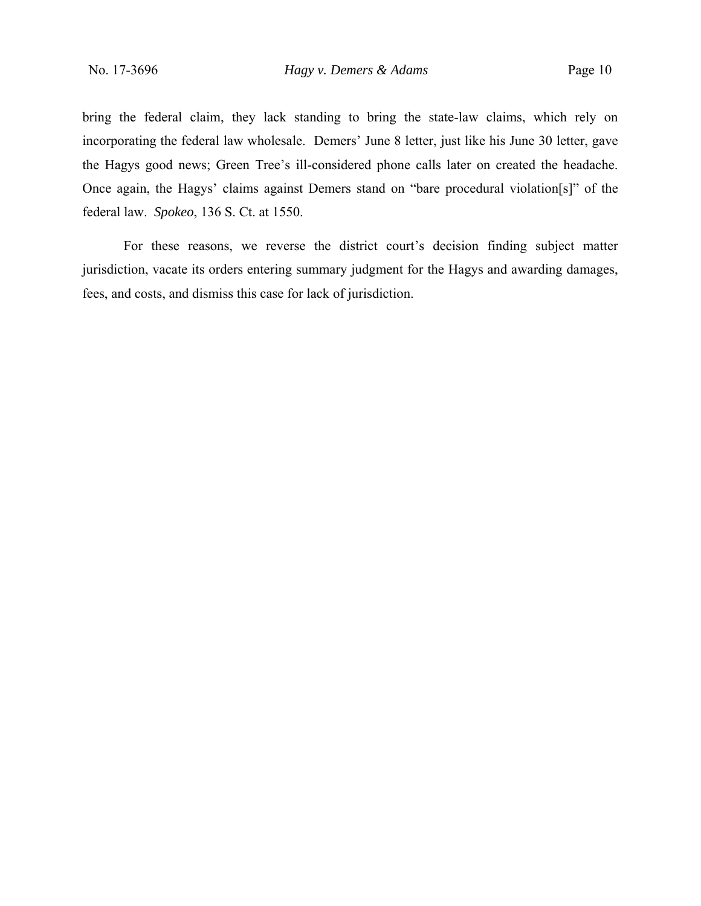bring the federal claim, they lack standing to bring the state-law claims, which rely on incorporating the federal law wholesale. Demers' June 8 letter, just like his June 30 letter, gave the Hagys good news; Green Tree's ill-considered phone calls later on created the headache. Once again, the Hagys' claims against Demers stand on "bare procedural violation[s]" of the federal law. *Spokeo*, 136 S. Ct. at 1550.

For these reasons, we reverse the district court's decision finding subject matter jurisdiction, vacate its orders entering summary judgment for the Hagys and awarding damages, fees, and costs, and dismiss this case for lack of jurisdiction.